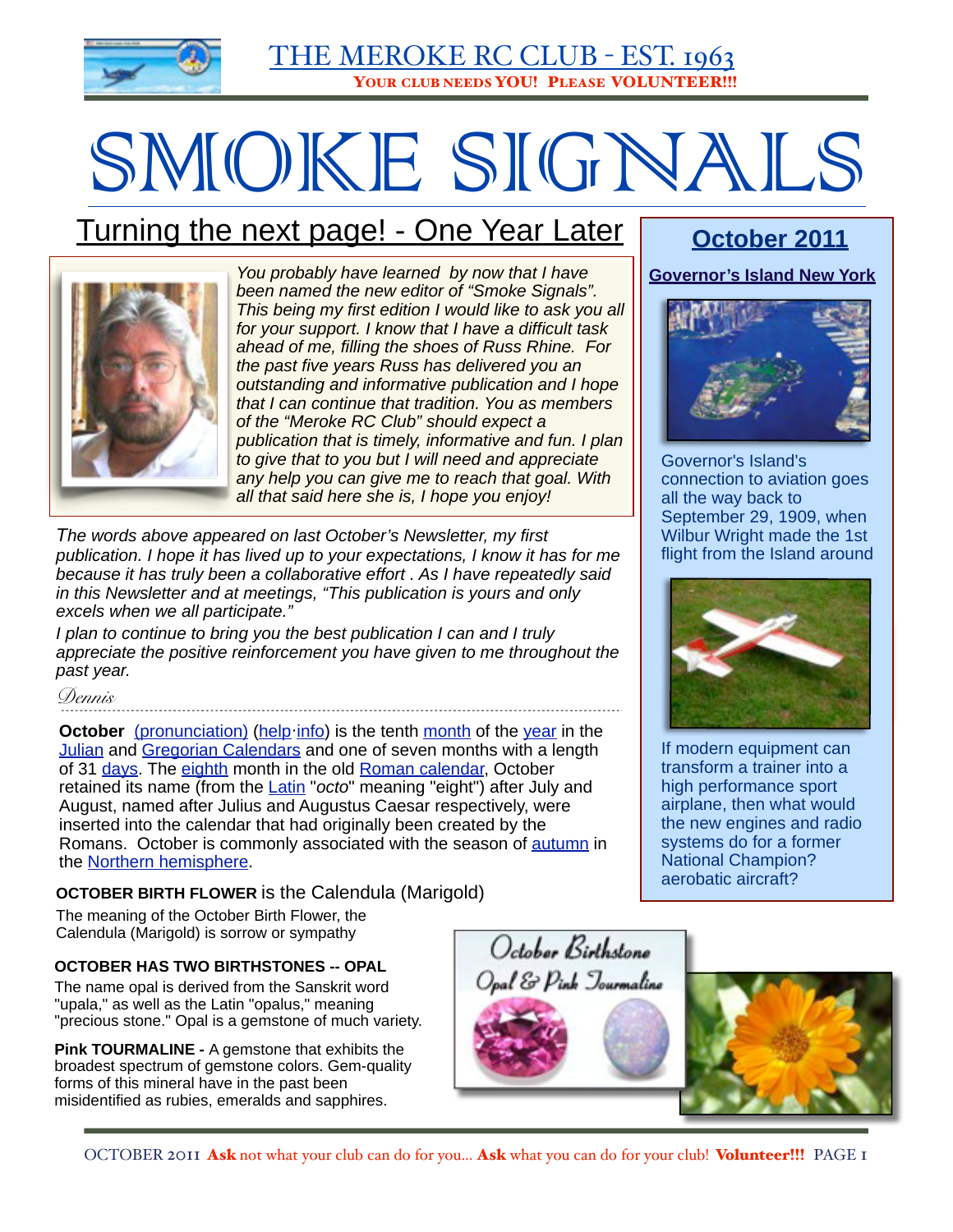THE MEROKE RC CLUB - EST. 1963

**YOUR CLUB NEEDS YOU! PLEASE VOLUNTEER!!!**

# SMOKE SIGNALS

## Turning the next page! - One Year Later

*You probably have learned by now that I have been named the new editor of "Smoke Signals". This being my first edition I would like to ask you all for your support. I know that I have a difficult task ahead of me, filling the shoes of Russ Rhine. For the past five years Russ has delivered you an outstanding and informative publication and I hope that I can continue that tradition. You as members of the "Meroke RC Club" should expect a publication that is timely, informative and fun. I plan to give that to you but I will need and appreciate any help you can give me to reach that goal. With all that said here she is, I hope you enjoy!*

*The words above appeared on last October's Newsletter, my first publication. I hope it has lived up to your expectations, I know it has for me because it has truly been a collaborative effort . As I have repeatedly said in this Newsletter and at meetings, "This publication is yours and only excels when we all participate."*

*I plan to continue to bring you the best publication I can and I truly appreciate the positive reinforcement you have given to me throughout the past year.*

*Dennis*

**October** (pronunciation) (help·info) is the tenth month of the year in the Julian and Gregorian Calendars and one of seven months with a length of 31 days. The eighth month in the old Roman calendar, October retained its name (from the Latin "*octo*" meaning "eight") after July and August, named after Julius and Augustus Caesar respectively, were inserted into the calendar that had originally been created by the Romans. October is commonly associated with the season of autumn in the Northern hemisphere.

**OCTOBER BIRTH FLOWER** is the Calendula (Marigold)

The meaning of the October Birth Flower, the Calendula (Marigold) is sorrow or sympathy

**OCTOBER HAS TWO BIRTHSTONES -- OPAL**

The name opal is derived from the Sanskrit word "upala," as well as the Latin "opalus," meaning "precious stone." Opal is a gemstone of much variety.

**Pink TOURMALINE -** A gemstone that exhibits the broadest spectrum of gemstone colors. Gem-quality forms of this mineral have in the past been misidentified as rubies, emeralds and sapphires.

October Birthstone
Opal & Pink Tourmaline

## October 2011

**Governor's Island New York**

Governor's Island's connection to aviation goes all the way back to September 29, 1909, when Wilbur Wright made the 1st flight from the Island around

If modern equipment can transform a trainer into a high performance sport airplane, then what would the new engines and radio systems do for a former National Champion? aerobatic aircraft?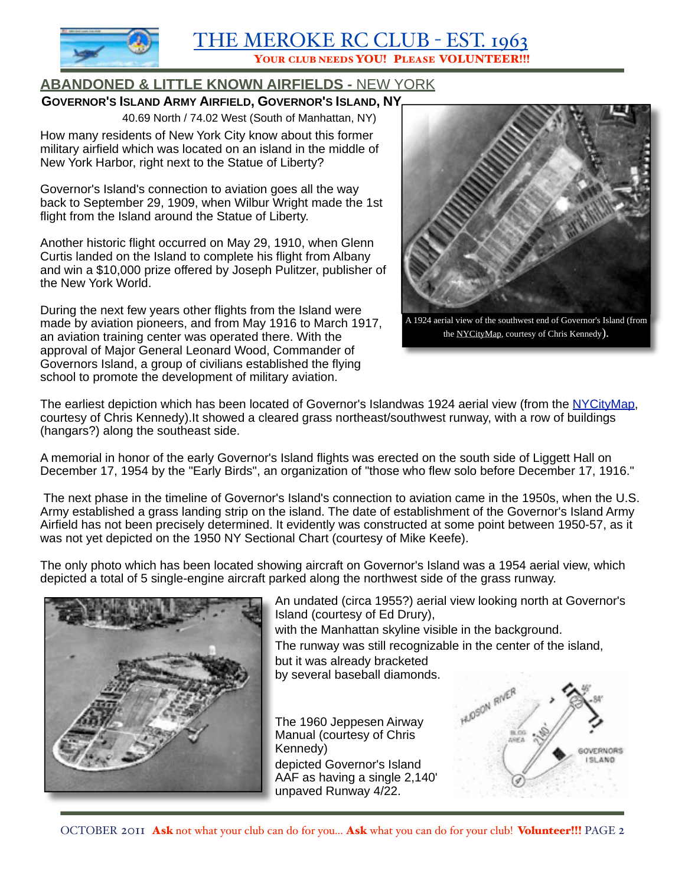## ABANDONED & LITTLE KNOWN AIRFIELDS - NEW YORK

### GOVERNOR'S ISLAND ARMY AIRFIELD, GOVERNOR'S ISLAND, NY

40.69 North / 74.02 West (South of Manhattan, NY)

How many residents of New York City know about this former military airfield which was located on an island in the middle of New York Harbor, right next to the Statue of Liberty?

Governor's Island's connection to aviation goes all the way back to September 29, 1909, when Wilbur Wright made the 1st flight from the Island around the Statue of Liberty.

Another historic flight occurred on May 29, 1910, when Glenn Curtis landed on the Island to complete his flight from Albany and win a $10,000 prize offered by Joseph Pulitzer, publisher of the New York World.

During the next few years other flights from the Island were made by aviation pioneers, and from May 1916 to March 1917, an aviation training center was operated there. With the approval of Major General Leonard Wood, Commander of Governors Island, a group of civilians established the flying school to promote the development of military aviation.

A 1924 aerial view of the southwest end of Governor's Island (from the NYCityMap, courtesy of Chris Kennedy).

The earliest depiction which has been located of Governor's Islandwas 1924 aerial view (from the NYCityMap, courtesy of Chris Kennedy).It showed a cleared grass northeast/southwest runway, with a row of buildings (hangars?) along the southeast side.

A memorial in honor of the early Governor's Island flights was erected on the south side of Liggett Hall on December 17, 1954 by the "Early Birds", an organization of "those who flew solo before December 17, 1916."

The next phase in the timeline of Governor's Island's connection to aviation came in the 1950s, when the U.S. Army established a grass landing strip on the island. The date of establishment of the Governor's Island Army Airfield has not been precisely determined. It evidently was constructed at some point between 1950-57, as it was not yet depicted on the 1950 NY Sectional Chart (courtesy of Mike Keefe).

The only photo which has been located showing aircraft on Governor's Island was a 1954 aerial view, which depicted a total of 5 single-engine aircraft parked along the northwest side of the grass runway.

An undated (circa 1955?) aerial view looking north at Governor's Island (courtesy of Ed Drury), with the Manhattan skyline visible in the background. The runway was still recognizable in the center of the island, but it was already bracketed by several baseball diamonds.

The 1960 Jeppesen Airway Manual (courtesy of Chris Kennedy) depicted Governor's Island AAF as having a single 2,140' unpaved Runway 4/22.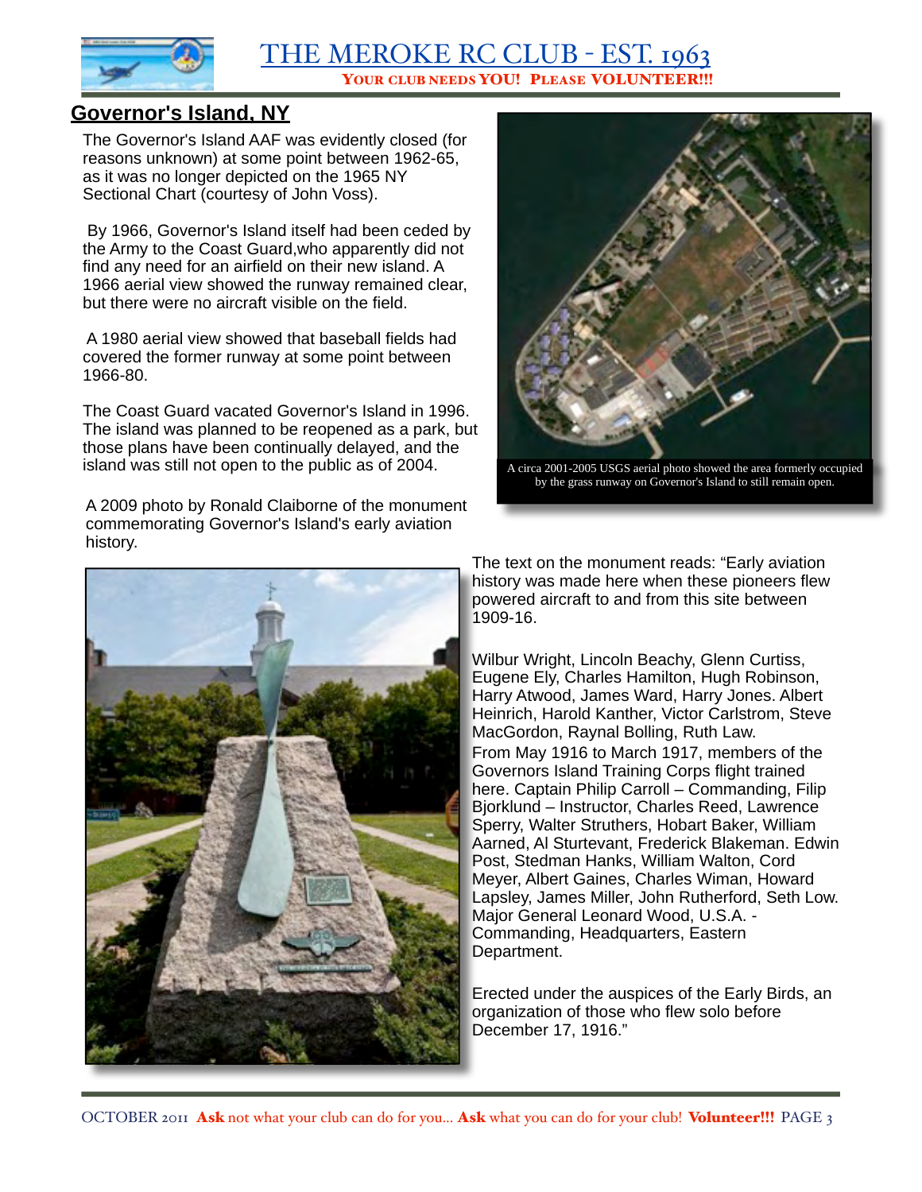## Governor's Island, NY

The Governor's Island AAF was evidently closed (for reasons unknown) at some point between 1962-65, as it was no longer depicted on the 1965 NY Sectional Chart (courtesy of John Voss).

By 1966, Governor's Island itself had been ceded by the Army to the Coast Guard,who apparently did not find any need for an airfield on their new island. A 1966 aerial view showed the runway remained clear, but there were no aircraft visible on the field.

A 1980 aerial view showed that baseball fields had covered the former runway at some point between 1966-80.

The Coast Guard vacated Governor's Island in 1996. The island was planned to be reopened as a park, but those plans have been continually delayed, and the island was still not open to the public as of 2004.

A circa 2001-2005 USGS aerial photo showed the area formerly occupied by the grass runway on Governor's Island to still remain open.

A 2009 photo by Ronald Claiborne of the monument commemorating Governor's Island's early aviation history.

The text on the monument reads: "Early aviation history was made here when these pioneers flew powered aircraft to and from this site between 1909-16.

Wilbur Wright, Lincoln Beachy, Glenn Curtiss, Eugene Ely, Charles Hamilton, Hugh Robinson, Harry Atwood, James Ward, Harry Jones. Albert Heinrich, Harold Kanther, Victor Carlstrom, Steve MacGordon, Raynal Bolling, Ruth Law.

From May 1916 to March 1917, members of the Governors Island Training Corps flight trained here. Captain Philip Carroll – Commanding, Filip Bjorklund – Instructor, Charles Reed, Lawrence Sperry, Walter Struthers, Hobart Baker, William Aarned, Al Sturtevant, Frederick Blakeman. Edwin Post, Stedman Hanks, William Walton, Cord Meyer, Albert Gaines, Charles Wiman, Howard Lapsley, James Miller, John Rutherford, Seth Low. Major General Leonard Wood, U.S.A. - Commanding, Headquarters, Eastern Department.

Erected under the auspices of the Early Birds, an organization of those who flew solo before December 17, 1916."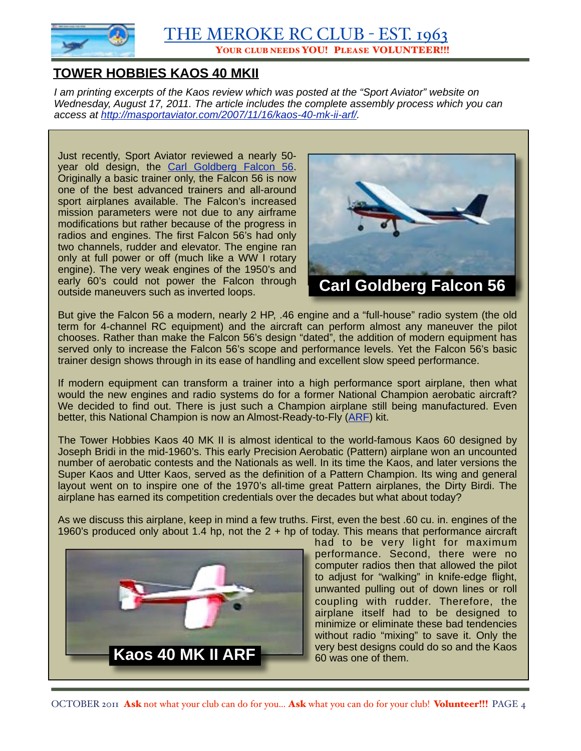## TOWER HOBBIES KAOS 40 MKII

*I am printing excerpts of the Kaos review which was posted at the "Sport Aviator" website on Wednesday, August 17, 2011. The article includes the complete assembly process which you can access at [http://masportaviator.com/2007/11/16/kaos-40-mk-ii-arf/](http://masportaviator.com/2007/11/16/kaos-40-mk-ii-arf/).*

Just recently, Sport Aviator reviewed a nearly 50-year old design, the Carl Goldberg Falcon 56. Originally a basic trainer only, the Falcon 56 is now one of the best advanced trainers and all-around sport airplanes available. The Falcon's increased mission parameters were not due to any airframe modifications but rather because of the progress in radios and engines. The first Falcon 56's had only two channels, rudder and elevator. The engine ran only at full power or off (much like a WW I rotary engine). The very weak engines of the 1950's and early 60's could not power the Falcon through outside maneuvers such as inverted loops.

Carl Goldberg Falcon 56

But give the Falcon 56 a modern, nearly 2 HP, .46 engine and a "full-house" radio system (the old term for 4-channel RC equipment) and the aircraft can perform almost any maneuver the pilot chooses. Rather than make the Falcon 56's design "dated", the addition of modern equipment has served only to increase the Falcon 56's scope and performance levels. Yet the Falcon 56's basic trainer design shows through in its ease of handling and excellent slow speed performance.

If modern equipment can transform a trainer into a high performance sport airplane, then what would the new engines and radio systems do for a former National Champion aerobatic aircraft? We decided to find out. There is just such a Champion airplane still being manufactured. Even better, this National Champion is now an Almost-Ready-to-Fly (ARF) kit.

The Tower Hobbies Kaos 40 MK II is almost identical to the world-famous Kaos 60 designed by Joseph Bridi in the mid-1960's. This early Precision Aerobatic (Pattern) airplane won an uncounted number of aerobatic contests and the Nationals as well. In its time the Kaos, and later versions the Super Kaos and Utter Kaos, served as the definition of a Pattern Champion. Its wing and general layout went on to inspire one of the 1970's all-time great Pattern airplanes, the Dirty Birdi. The airplane has earned its competition credentials over the decades but what about today?

As we discuss this airplane, keep in mind a few truths. First, even the best .60 cu. in. engines of the 1960's produced only about 1.4 hp, not the 2 + hp of today. This means that performance aircraft had to be very light for maximum performance. Second, there were no computer radios then that allowed the pilot to adjust for "walking" in knife-edge flight, unwanted pulling out of down lines or roll coupling with rudder. Therefore, the airplane itself had to be designed to minimize or eliminate these bad tendencies without radio "mixing" to save it. Only the very best designs could do so and the Kaos 60 was one of them.

Kaos 40 MK II ARF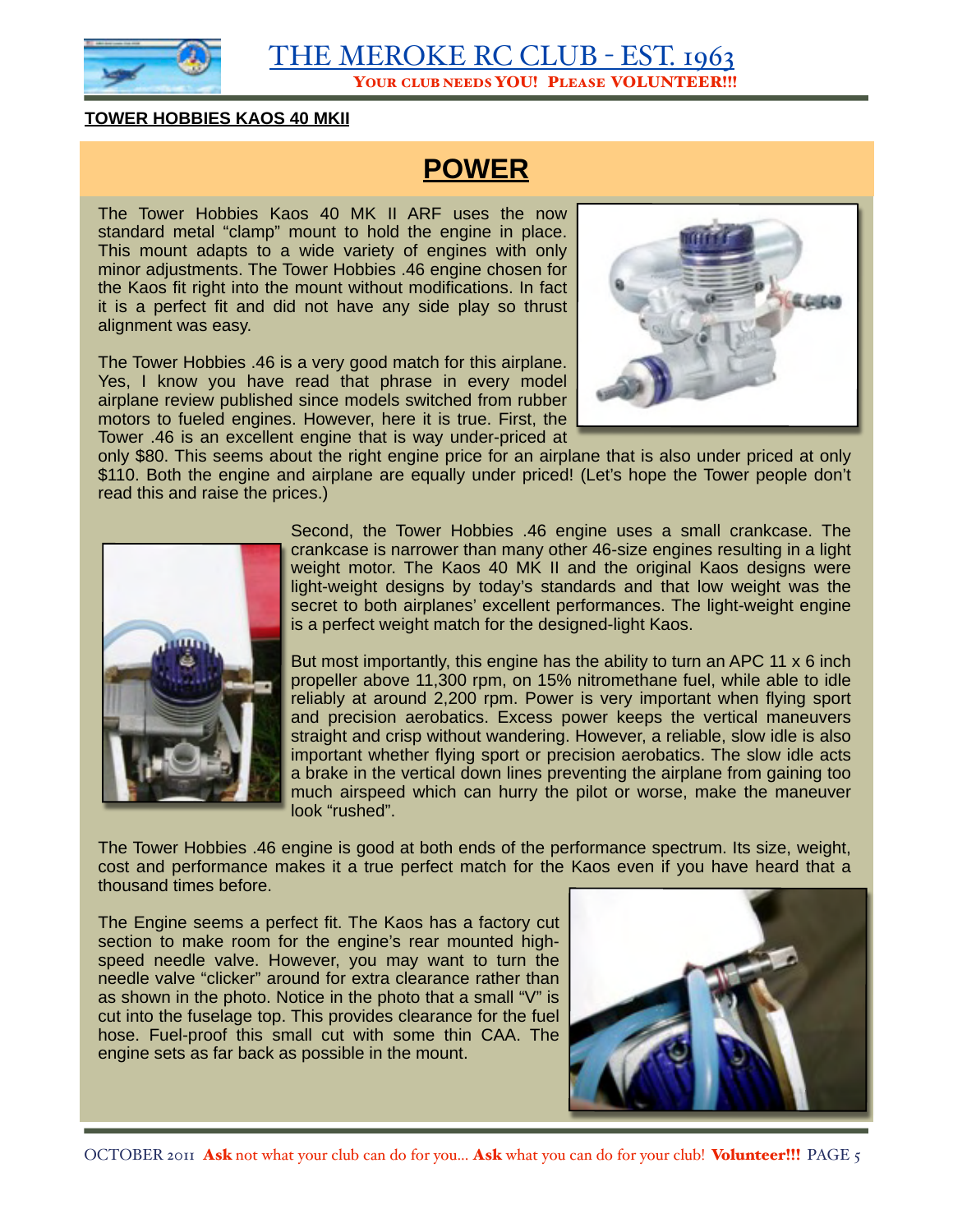**TOWER HOBBIES KAOS 40 MKII**

## POWER

The Tower Hobbies Kaos 40 MK II ARF uses the now standard metal "clamp" mount to hold the engine in place. This mount adapts to a wide variety of engines with only minor adjustments. The Tower Hobbies .46 engine chosen for the Kaos fit right into the mount without modifications. In fact it is a perfect fit and did not have any side play so thrust alignment was easy.

The Tower Hobbies .46 is a very good match for this airplane. Yes, I know you have read that phrase in every model airplane review published since models switched from rubber motors to fueled engines. However, here it is true. First, the Tower .46 is an excellent engine that is way under-priced at only $80. This seems about the right engine price for an airplane that is also under priced at only $110. Both the engine and airplane are equally under priced! (Let's hope the Tower people don't read this and raise the prices.)

Second, the Tower Hobbies .46 engine uses a small crankcase. The crankcase is narrower than many other 46-size engines resulting in a light weight motor. The Kaos 40 MK II and the original Kaos designs were light-weight designs by today's standards and that low weight was the secret to both airplanes' excellent performances. The light-weight engine is a perfect weight match for the designed-light Kaos.

But most importantly, this engine has the ability to turn an APC 11 x 6 inch propeller above 11,300 rpm, on 15% nitromethane fuel, while able to idle reliably at around 2,200 rpm. Power is very important when flying sport and precision aerobatics. Excess power keeps the vertical maneuvers straight and crisp without wandering. However, a reliable, slow idle is also important whether flying sport or precision aerobatics. The slow idle acts a brake in the vertical down lines preventing the airplane from gaining too much airspeed which can hurry the pilot or worse, make the maneuver look "rushed".

The Tower Hobbies .46 engine is good at both ends of the performance spectrum. Its size, weight, cost and performance makes it a true perfect match for the Kaos even if you have heard that a thousand times before.

The Engine seems a perfect fit. The Kaos has a factory cut section to make room for the engine's rear mounted high-speed needle valve. However, you may want to turn the needle valve "clicker" around for extra clearance rather than as shown in the photo. Notice in the photo that a small "V" is cut into the fuselage top. This provides clearance for the fuel hose. Fuel-proof this small cut with some thin CAA. The engine sets as far back as possible in the mount.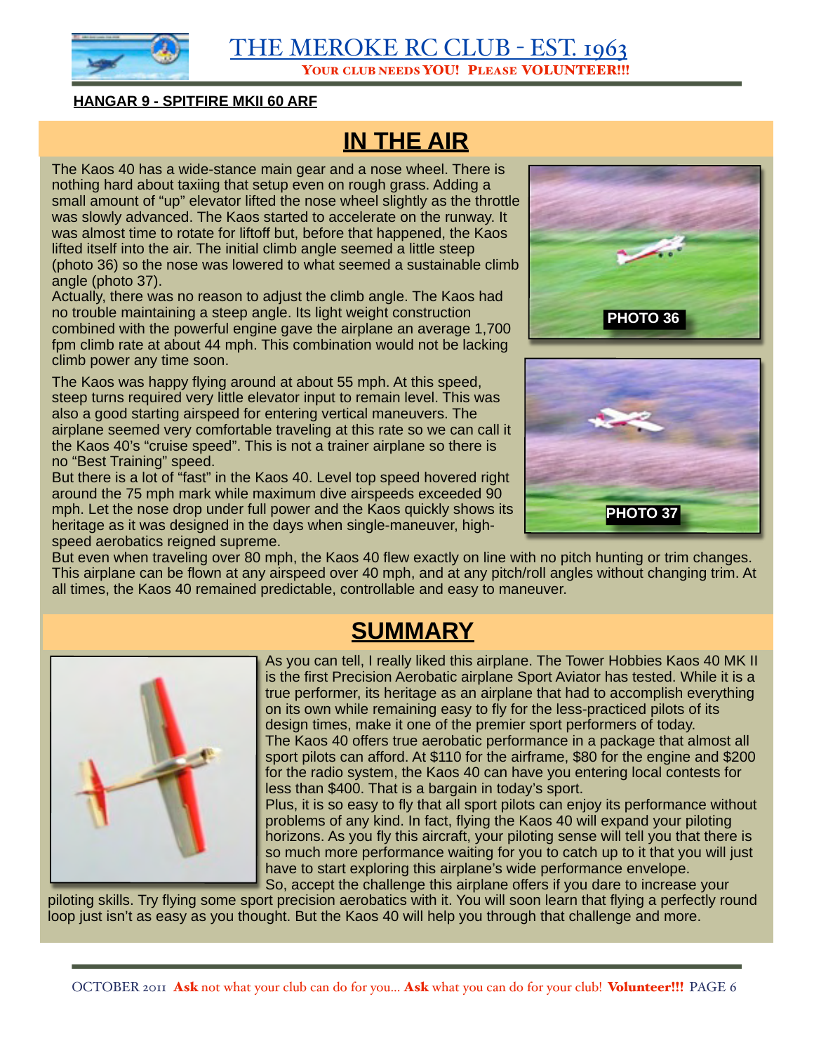**HANGAR 9 - SPITFIRE MKII 60 ARF**

## IN THE AIR

The Kaos 40 has a wide-stance main gear and a nose wheel. There is nothing hard about taxiing that setup even on rough grass. Adding a small amount of "up" elevator lifted the nose wheel slightly as the throttle was slowly advanced. The Kaos started to accelerate on the runway. It was almost time to rotate for liftoff but, before that happened, the Kaos lifted itself into the air. The initial climb angle seemed a little steep (photo 36) so the nose was lowered to what seemed a sustainable climb angle (photo 37).

Actually, there was no reason to adjust the climb angle. The Kaos had no trouble maintaining a steep angle. Its light weight construction combined with the powerful engine gave the airplane an average 1,700 fpm climb rate at about 44 mph. This combination would not be lacking climb power any time soon.

PHOTO 36

PHOTO 37

The Kaos was happy flying around at about 55 mph. At this speed, steep turns required very little elevator input to remain level. This was also a good starting airspeed for entering vertical maneuvers. The airplane seemed very comfortable traveling at this rate so we can call it the Kaos 40's "cruise speed". This is not a trainer airplane so there is no "Best Training" speed.

But there is a lot of "fast" in the Kaos 40. Level top speed hovered right around the 75 mph mark while maximum dive airspeeds exceeded 90 mph. Let the nose drop under full power and the Kaos quickly shows its heritage as it was designed in the days when single-maneuver, high-speed aerobatics reigned supreme.

But even when traveling over 80 mph, the Kaos 40 flew exactly on line with no pitch hunting or trim changes. This airplane can be flown at any airspeed over 40 mph, and at any pitch/roll angles without changing trim. At all times, the Kaos 40 remained predictable, controllable and easy to maneuver.

## SUMMARY

As you can tell, I really liked this airplane. The Tower Hobbies Kaos 40 MK II is the first Precision Aerobatic airplane Sport Aviator has tested. While it is a true performer, its heritage as an airplane that had to accomplish everything on its own while remaining easy to fly for the less-practiced pilots of its design times, make it one of the premier sport performers of today.

The Kaos 40 offers true aerobatic performance in a package that almost all sport pilots can afford. At $110 for the airframe, $80 for the engine and $200 for the radio system, the Kaos 40 can have you entering local contests for less than $400. That is a bargain in today's sport.

Plus, it is so easy to fly that all sport pilots can enjoy its performance without problems of any kind. In fact, flying the Kaos 40 will expand your piloting horizons. As you fly this aircraft, your piloting sense will tell you that there is so much more performance waiting for you to catch up to it that you will just have to start exploring this airplane's wide performance envelope.

So, accept the challenge this airplane offers if you dare to increase your piloting skills. Try flying some sport precision aerobatics with it. You will soon learn that flying a perfectly round loop just isn't as easy as you thought. But the Kaos 40 will help you through that challenge and more.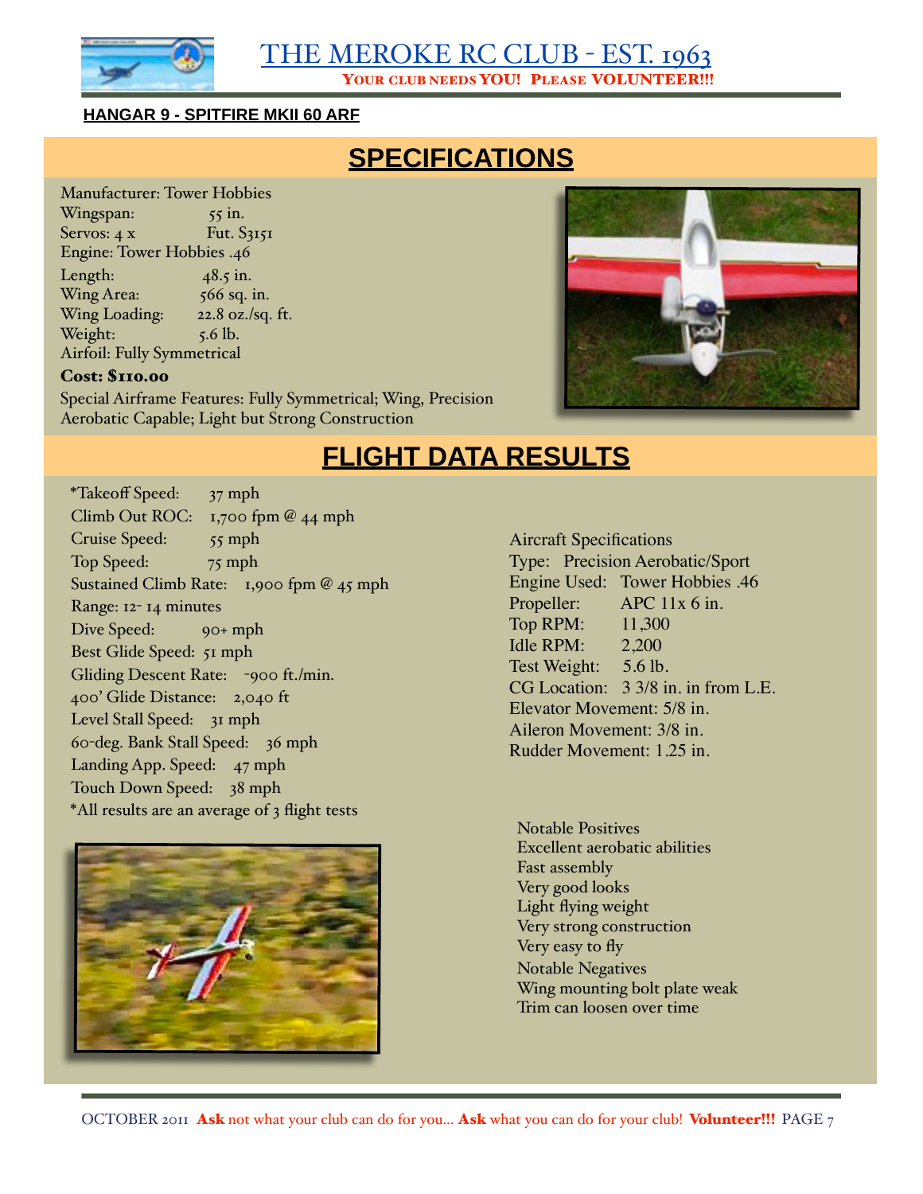**HANGAR 9 - SPITFIRE MKII 60 ARF**

## SPECIFICATIONS

Manufacturer: Tower Hobbies
Wingspan: 55 in.
Servos: 4 x Fut. S3151
Engine: Tower Hobbies .46
Length: 48.5 in.
Wing Area: 566 sq. in.
Wing Loading: 22.8 oz./sq. ft.
Weight: 5.6 lb.
Airfoil: Fully Symmetrical

**Cost: $110.00**

Special Airframe Features: Fully Symmetrical; Wing, Precision Aerobatic Capable; Light but Strong Construction

## FLIGHT DATA RESULTS

*Takeoff Speed: 37 mph
Climb Out ROC: 1,700 fpm @ 44 mph
Cruise Speed: 55 mph
Top Speed: 75 mph
Sustained Climb Rate: 1,900 fpm @ 45 mph
Range: 12- 14 minutes
Dive Speed: 90+ mph
Best Glide Speed: 51 mph
Gliding Descent Rate: -900 ft./min.
400' Glide Distance: 2,040 ft
Level Stall Speed: 31 mph
60-deg. Bank Stall Speed: 36 mph
Landing App. Speed: 47 mph
Touch Down Speed: 38 mph
*All results are an average of 3 flight tests

Aircraft Specifications
Type: Precision Aerobatic/Sport
Engine Used: Tower Hobbies .46
Propeller: APC 11x 6 in.
Top RPM: 11,300
Idle RPM: 2,200
Test Weight: 5.6 lb.
CG Location: 3 3/8 in. in from L.E.
Elevator Movement: 5/8 in.
Aileron Movement: 3/8 in.
Rudder Movement: 1.25 in.

Notable Positives
Excellent aerobatic abilities
Fast assembly
Very good looks
Light flying weight
Very strong construction
Very easy to fly

Notable Negatives
Wing mounting bolt plate weak
Trim can loosen over time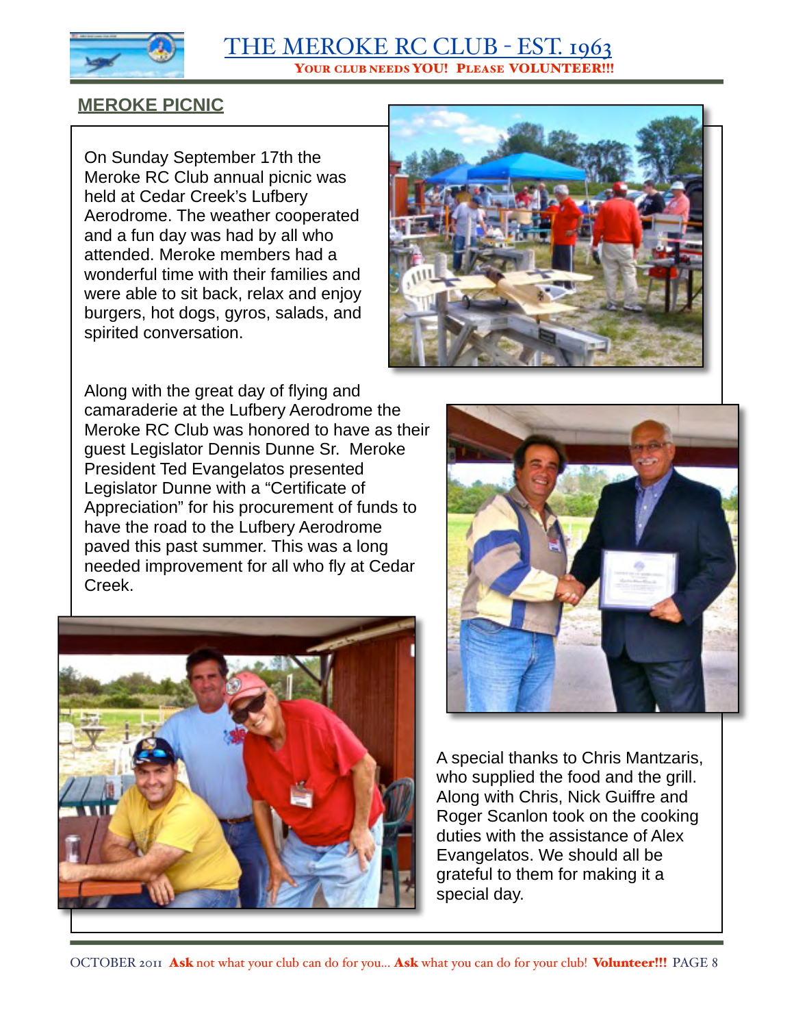## MEROKE PICNIC

On Sunday September 17th the Meroke RC Club annual picnic was held at Cedar Creek's Lufbery Aerodrome. The weather cooperated and a fun day was had by all who attended. Meroke members had a wonderful time with their families and were able to sit back, relax and enjoy burgers, hot dogs, gyros, salads, and spirited conversation.

Along with the great day of flying and camaraderie at the Lufbery Aerodrome the Meroke RC Club was honored to have as their guest Legislator Dennis Dunne Sr. Meroke President Ted Evangelatos presented Legislator Dunne with a "Certificate of Appreciation" for his procurement of funds to have the road to the Lufbery Aerodrome paved this past summer. This was a long needed improvement for all who fly at Cedar Creek.

A special thanks to Chris Mantzaris, who supplied the food and the grill. Along with Chris, Nick Guiffre and Roger Scanlon took on the cooking duties with the assistance of Alex Evangelatos. We should all be grateful to them for making it a special day.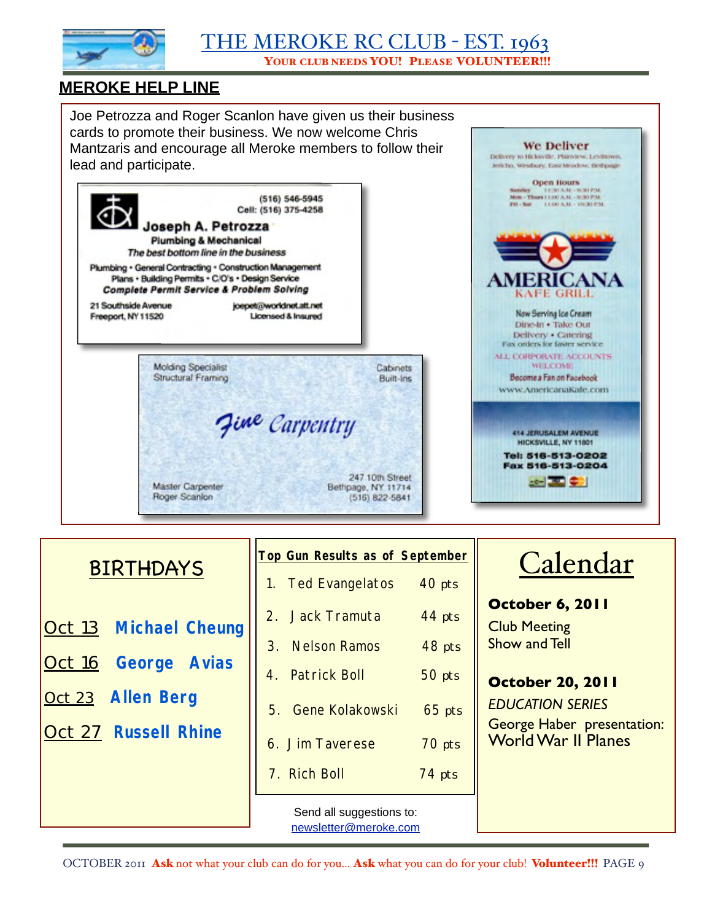# THE MEROKE RC CLUB - EST. 1963

YOUR CLUB NEEDS YOU! PLEASE VOLUNTEER!!!

## MEROKE HELP LINE

Joe Petrozza and Roger Scanlon have given us their business cards to promote their business. We now welcome Chris Mantzaris and encourage all Meroke members to follow their lead and participate.

(516) 546-5945
Cell: (516) 375-4258
**Joseph A. Petrozza**
**Plumbing & Mechanical**
*The best bottom line in the business*
Plumbing • General Contracting • Construction Management
Plans • Building Permits • C/O's • Design Service
***Complete Permit Service & Problem Solving***
21 Southside Avenue
Freeport, NY 11520
joepet@worldnet.att.net
Licensed & Insured

Molding Specialist
Structural Framing
Cabinets
Built-ins
*Fine Carpentry*
Master Carpenter
Roger Scanlon
247 10th Street
Bethpage, NY 11714
(516) 822-5841

**We Deliver**
Delivery to Hicksville, Plainview, Levittown, Jericho, Westbury, East Meadow, Bethpage

**Open Hours**
Sunday 11:30 A.M. - 9:30 P.M.
Mon - Thurs 11:00 A.M. - 9:30 P.M.
Fri - Sat 11:00 A.M. - 10:30 P.M.

**AMERICANA**
KAFE GRILL
Now Serving Ice Cream
Dine-In • Take Out
Delivery • Catering
Fax orders for faster service
ALL CORPORATE ACCOUNTS WELCOME
Become a Fan on Facebook
www.AmericanaKafe.com
414 JERUSALEM AVENUE
HICKSVILLE, NY 11801
Tel: 516-513-0202
Fax 516-513-0204

## BIRTHDAYS

Oct 13 **Michael Cheung**

Oct 16 **George Avias**

Oct 23 **Allen Berg**

Oct 27 **Russell Rhine**

## Top Gun Results as of September

1. Ted Evangelatos 40 pts
2. Jack Tramuta 44 pts
3. Nelson Ramos 48 pts
4. Patrick Boll 50 pts
5. Gene Kolakowski 65 pts
6. Jim Taverese 70 pts
7. Rich Boll 74 pts

Send all suggestions to:
newsletter@meroke.com

## Calendar

**October 6, 2011**
Club Meeting
Show and Tell

**October 20, 2011**
*EDUCATION SERIES*
George Haber presentation:
World War II Planes

OCTOBER 2011 **Ask** not what your club can do for you... **Ask** what your can do for your club! **Volunteer!!!**